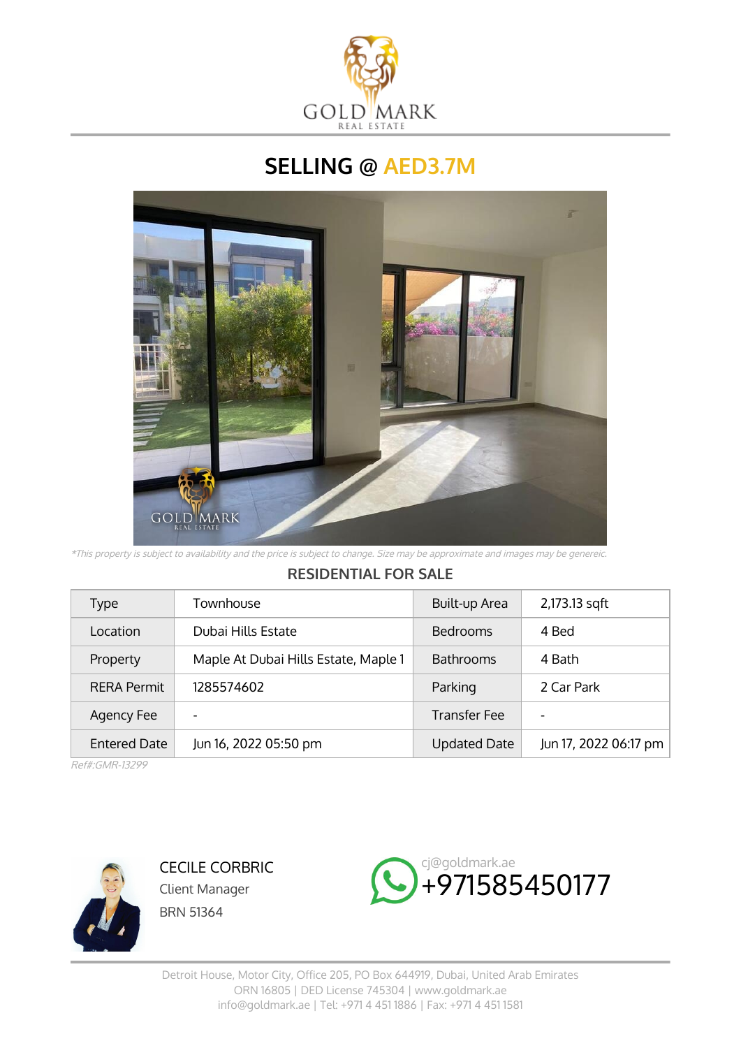GOLD MARK
REAL ESTATE

# SELLING @ AED3.7M

*\*This property is subject to availability and the price is subject to change. Size may be approximate and images may be genereic.*

## RESIDENTIAL FOR SALE

| | | | |
|---|---|---|---|
| Type | Townhouse | Built-up Area | 2,173.13 sqft |
| Location | Dubai Hills Estate | Bedrooms | 4 Bed |
| Property | Maple At Dubai Hills Estate, Maple 1 | Bathrooms | 4 Bath |
| RERA Permit | 1285574602 | Parking | 2 Car Park |
| Agency Fee | - | Transfer Fee | - |
| Entered Date | Jun 16, 2022 05:50 pm | Updated Date | Jun 17, 2022 06:17 pm |

*Ref#:GMR-13299*

CECILE CORBRIC
Client Manager
BRN 51364

cj@goldmark.ae
+971585450177

Detroit House, Motor City, Office 205, PO Box 644919, Dubai, United Arab Emirates
ORN 16805 | DED License 745304 | www.goldmark.ae
info@goldmark.ae | Tel: +971 4 451 1886 | Fax: +971 4 451 1581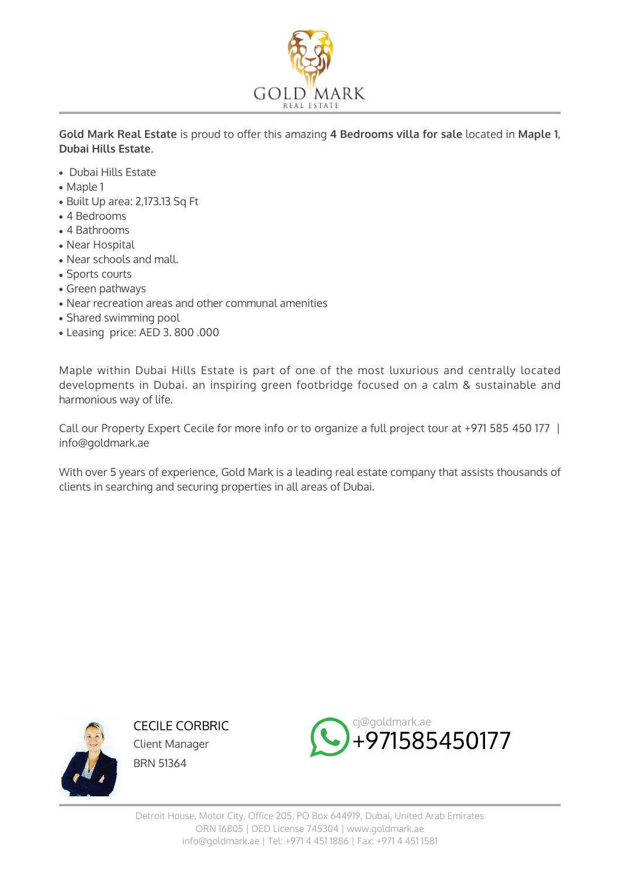GOLD MARK
REAL ESTATE

**Gold Mark Real Estate** is proud to offer this amazing **4 Bedrooms villa for sale** located in **Maple 1**, **Dubai Hills Estate**.

- Dubai Hills Estate
- Maple 1
- Built Up area: 2,173.13 Sq Ft
- 4 Bedrooms
- 4 Bathrooms
- Near Hospital
- Near schools and mall.
- Sports courts
- Green pathways
- Near recreation areas and other communal amenities
- Shared swimming pool
- Leasing price: AED 3. 800 .000

Maple within Dubai Hills Estate is part of one of the most luxurious and centrally located developments in Dubai. an inspiring green footbridge focused on a calm & sustainable and harmonious way of life.

Call our Property Expert Cecile for more info or to organize a full project tour at +971 585 450 177 | info@goldmark.ae

With over 5 years of experience, Gold Mark is a leading real estate company that assists thousands of clients in searching and securing properties in all areas of Dubai.

CECILE CORBRIC
Client Manager
BRN 51364

cj@goldmark.ae
+971585450177

Detroit House, Motor City, Office 205, PO Box 644919, Dubai, United Arab Emirates
ORN 16805 | DED License 745304 | www.goldmark.ae
info@goldmark.ae | Tel: +971 4 451 1886 | Fax: +971 4 451 1581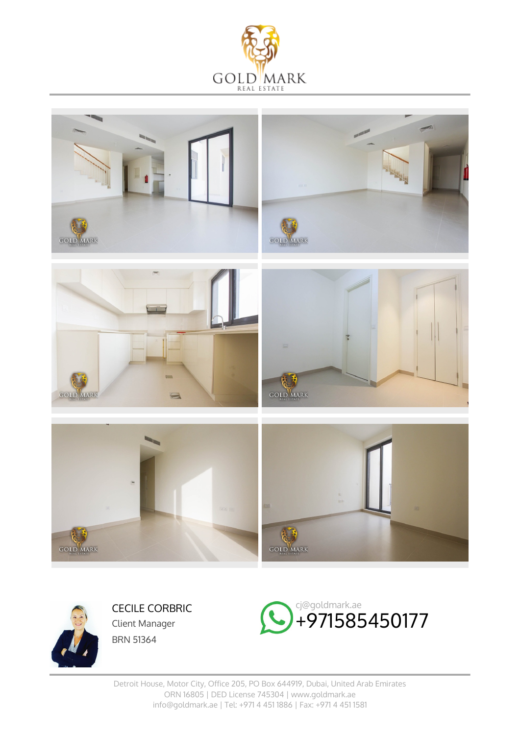GOLD MARK
REAL ESTATE

CECILE CORBRIC
Client Manager
BRN 51364

cj@goldmark.ae
+971585450177

Detroit House, Motor City, Office 205, PO Box 644919, Dubai, United Arab Emirates
ORN 16805 | DED License 745304 | www.goldmark.ae
info@goldmark.ae | Tel: +971 4 451 1886 | Fax: +971 4 451 1581